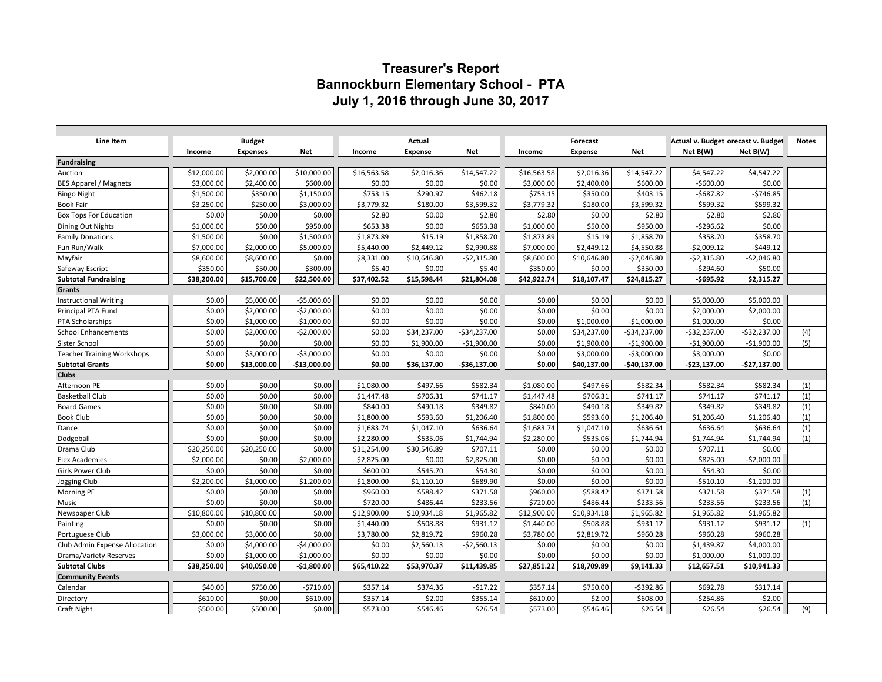# Treasurer's Report
## Bannockburn Elementary School - PTA
## July 1, 2016 through June 30, 2017

| Line Item | Budget | | | Actual | | | Forecast | | | Actual v. Budget | Forecast v. Budget | Notes |
|---|---|---|---|---|---|---|---|---|---|---|---|---|
| | Income | Expenses | Net | Income | Expense | Net | Income | Expense | Net | Net B(W) | Net B(W) | |
| **Fundraising** | | | | | | | | | | | | |
| Auction | $12,000.00 | $2,000.00 | $10,000.00 | $16,563.58 | $2,016.36 | $14,547.22 | $16,563.58 | $2,016.36 | $14,547.22 | $4,547.22 | $4,547.22 | |
| BES Apparel / Magnets | $3,000.00 | $2,400.00 | $600.00 | $0.00 | $0.00 | $0.00 | $3,000.00 | $2,400.00 | $600.00 | -$600.00 | $0.00 | |
| Bingo Night | $1,500.00 | $350.00 | $1,150.00 | $753.15 | $290.97 | $462.18 | $753.15 | $350.00 | $403.15 | -$687.82 | -$746.85 | |
| Book Fair | $3,250.00 | $250.00 | $3,000.00 | $3,779.32 | $180.00 | $3,599.32 | $3,779.32 | $180.00 | $3,599.32 | $599.32 | $599.32 | |
| Box Tops For Education | $0.00 | $0.00 | $0.00 | $2.80 | $0.00 | $2.80 | $2.80 | $0.00 | $2.80 | $2.80 | $2.80 | |
| Dining Out Nights | $1,000.00 | $50.00 | $950.00 | $653.38 | $0.00 | $653.38 | $1,000.00 | $50.00 | $950.00 | -$296.62 | $0.00 | |
| Family Donations | $1,500.00 | $0.00 | $1,500.00 | $1,873.89 | $15.19 | $1,858.70 | $1,873.89 | $15.19 | $1,858.70 | $358.70 | $358.70 | |
| Fun Run/Walk | $7,000.00 | $2,000.00 | $5,000.00 | $5,440.00 | $2,449.12 | $2,990.88 | $7,000.00 | $2,449.12 | $4,550.88 | -$2,009.12 | -$449.12 | |
| Mayfair | $8,600.00 | $8,600.00 | $0.00 | $8,331.00 | $10,646.80 | -$2,315.80 | $8,600.00 | $10,646.80 | -$2,046.80 | -$2,315.80 | -$2,046.80 | |
| Safeway Escript | $350.00 | $50.00 | $300.00 | $5.40 | $0.00 | $5.40 | $350.00 | $0.00 | $350.00 | -$294.60 | $50.00 | |
| **Subtotal Fundraising** | **$38,200.00** | **$15,700.00** | **$22,500.00** | **$37,402.52** | **$15,598.44** | **$21,804.08** | **$42,922.74** | **$18,107.47** | **$24,815.27** | **-$695.92** | **$2,315.27** | |
| **Grants** | | | | | | | | | | | | |
| Instructional Writing | $0.00 | $5,000.00 | -$5,000.00 | $0.00 | $0.00 | $0.00 | $0.00 | $0.00 | $0.00 | $5,000.00 | $5,000.00 | |
| Principal PTA Fund | $0.00 | $2,000.00 | -$2,000.00 | $0.00 | $0.00 | $0.00 | $0.00 | $0.00 | $0.00 | $2,000.00 | $2,000.00 | |
| PTA Scholarships | $0.00 | $1,000.00 | -$1,000.00 | $0.00 | $0.00 | $0.00 | $0.00 | $1,000.00 | -$1,000.00 | $1,000.00 | $0.00 | |
| School Enhancements | $0.00 | $2,000.00 | -$2,000.00 | $0.00 | $34,237.00 | -$34,237.00 | $0.00 | $34,237.00 | -$34,237.00 | -$32,237.00 | -$32,237.00 | (4) |
| Sister School | $0.00 | $0.00 | $0.00 | $0.00 | $1,900.00 | -$1,900.00 | $0.00 | $1,900.00 | -$1,900.00 | -$1,900.00 | -$1,900.00 | (5) |
| Teacher Training Workshops | $0.00 | $3,000.00 | -$3,000.00 | $0.00 | $0.00 | $0.00 | $0.00 | $3,000.00 | -$3,000.00 | $3,000.00 | $0.00 | |
| **Subtotal Grants** | **$0.00** | **$13,000.00** | **-$13,000.00** | **$0.00** | **$36,137.00** | **-$36,137.00** | **$0.00** | **$40,137.00** | **-$40,137.00** | **-$23,137.00** | **-$27,137.00** | |
| **Clubs** | | | | | | | | | | | | |
| Afternoon PE | $0.00 | $0.00 | $0.00 | $1,080.00 | $497.66 | $582.34 | $1,080.00 | $497.66 | $582.34 | $582.34 | $582.34 | (1) |
| Basketball Club | $0.00 | $0.00 | $0.00 | $1,447.48 | $706.31 | $741.17 | $1,447.48 | $706.31 | $741.17 | $741.17 | $741.17 | (1) |
| Board Games | $0.00 | $0.00 | $0.00 | $840.00 | $490.18 | $349.82 | $840.00 | $490.18 | $349.82 | $349.82 | $349.82 | (1) |
| Book Club | $0.00 | $0.00 | $0.00 | $1,800.00 | $593.60 | $1,206.40 | $1,800.00 | $593.60 | $1,206.40 | $1,206.40 | $1,206.40 | (1) |
| Dance | $0.00 | $0.00 | $0.00 | $1,683.74 | $1,047.10 | $636.64 | $1,683.74 | $1,047.10 | $636.64 | $636.64 | $636.64 | (1) |
| Dodgeball | $0.00 | $0.00 | $0.00 | $2,280.00 | $535.06 | $1,744.94 | $2,280.00 | $535.06 | $1,744.94 | $1,744.94 | $1,744.94 | (1) |
| Drama Club | $20,250.00 | $20,250.00 | $0.00 | $31,254.00 | $30,546.89 | $707.11 | $0.00 | $0.00 | $0.00 | $707.11 | $0.00 | |
| Flex Academies | $2,000.00 | $0.00 | $2,000.00 | $2,825.00 | $0.00 | $2,825.00 | $0.00 | $0.00 | $0.00 | $825.00 | -$2,000.00 | |
| Girls Power Club | $0.00 | $0.00 | $0.00 | $600.00 | $545.70 | $54.30 | $0.00 | $0.00 | $0.00 | $54.30 | $0.00 | |
| Jogging Club | $2,200.00 | $1,000.00 | $1,200.00 | $1,800.00 | $1,110.10 | $689.90 | $0.00 | $0.00 | $0.00 | -$510.10 | -$1,200.00 | |
| Morning PE | $0.00 | $0.00 | $0.00 | $960.00 | $588.42 | $371.58 | $960.00 | $588.42 | $371.58 | $371.58 | $371.58 | (1) |
| Music | $0.00 | $0.00 | $0.00 | $720.00 | $486.44 | $233.56 | $720.00 | $486.44 | $233.56 | $233.56 | $233.56 | (1) |
| Newspaper Club | $10,800.00 | $10,800.00 | $0.00 | $12,900.00 | $10,934.18 | $1,965.82 | $12,900.00 | $10,934.18 | $1,965.82 | $1,965.82 | $1,965.82 | |
| Painting | $0.00 | $0.00 | $0.00 | $1,440.00 | $508.88 | $931.12 | $1,440.00 | $508.88 | $931.12 | $931.12 | $931.12 | (1) |
| Portuguese Club | $3,000.00 | $3,000.00 | $0.00 | $3,780.00 | $2,819.72 | $960.28 | $3,780.00 | $2,819.72 | $960.28 | $960.28 | $960.28 | |
| Club Admin Expense Allocation | $0.00 | $4,000.00 | -$4,000.00 | $0.00 | $2,560.13 | -$2,560.13 | $0.00 | $0.00 | $0.00 | $1,439.87 | $4,000.00 | |
| Drama/Variety Reserves | $0.00 | $1,000.00 | -$1,000.00 | $0.00 | $0.00 | $0.00 | $0.00 | $0.00 | $0.00 | $1,000.00 | $1,000.00 | |
| **Subtotal Clubs** | **$38,250.00** | **$40,050.00** | **-$1,800.00** | **$65,410.22** | **$53,970.37** | **$11,439.85** | **$27,851.22** | **$18,709.89** | **$9,141.33** | **$12,657.51** | **$10,941.33** | |
| **Community Events** | | | | | | | | | | | | |
| Calendar | $40.00 | $750.00 | -$710.00 | $357.14 | $374.36 | -$17.22 | $357.14 | $750.00 | -$392.86 | $692.78 | $317.14 | |
| Directory | $610.00 | $0.00 | $610.00 | $357.14 | $2.00 | $355.14 | $610.00 | $2.00 | $608.00 | -$254.86 | -$2.00 | |
| Craft Night | $500.00 | $500.00 | $0.00 | $573.00 | $546.46 | $26.54 | $573.00 | $546.46 | $26.54 | $26.54 | $26.54 | (9) |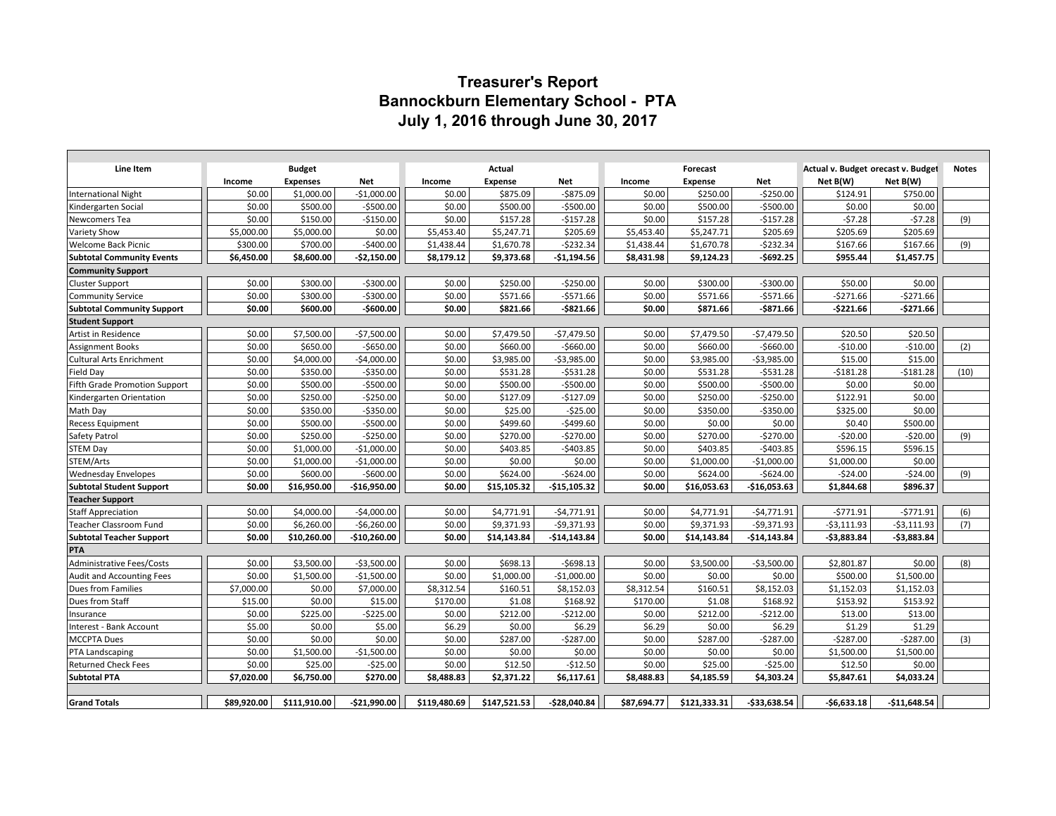# Treasurer's Report
# Bannockburn Elementary School - PTA
# July 1, 2016 through June 30, 2017

| Line Item | Budget | | | Actual | | | Forecast | | | Actual v. Budget | orecast v. Budget | Notes |
|---|---|---|---|---|---|---|---|---|---|---|---|---|
| | Income | Expenses | Net | Income | Expense | Net | Income | Expense | Net | Net B(W) | Net B(W) | |
| International Night | $0.00 | $1,000.00 | -$1,000.00 | $0.00 | $875.09 | -$875.09 | $0.00 | $250.00 | -$250.00 | $124.91 | $750.00 | |
| Kindergarten Social | $0.00 | $500.00 | -$500.00 | $0.00 | $500.00 | -$500.00 | $0.00 | $500.00 | -$500.00 | $0.00 | $0.00 | |
| Newcomers Tea | $0.00 | $150.00 | -$150.00 | $0.00 | $157.28 | -$157.28 | $0.00 | $157.28 | -$157.28 | -$7.28 | -$7.28 | (9) |
| Variety Show | $5,000.00 | $5,000.00 | $0.00 | $5,453.40 | $5,247.71 | $205.69 | $5,453.40 | $5,247.71 | $205.69 | $205.69 | $205.69 | |
| Welcome Back Picnic | $300.00 | $700.00 | -$400.00 | $1,438.44 | $1,670.78 | -$232.34 | $1,438.44 | $1,670.78 | -$232.34 | $167.66 | $167.66 | (9) |
| **Subtotal Community Events** | **$6,450.00** | **$8,600.00** | **-$2,150.00** | **$8,179.12** | **$9,373.68** | **-$1,194.56** | **$8,431.98** | **$9,124.23** | **-$692.25** | **$955.44** | **$1,457.75** | |
| **Community Support** | | | | | | | | | | | | |
| Cluster Support | $0.00 | $300.00 | -$300.00 | $0.00 | $250.00 | -$250.00 | $0.00 | $300.00 | -$300.00 | $50.00 | $0.00 | |
| Community Service | $0.00 | $300.00 | -$300.00 | $0.00 | $571.66 | -$571.66 | $0.00 | $571.66 | -$571.66 | -$271.66 | -$271.66 | |
| **Subtotal Community Support** | **$0.00** | **$600.00** | **-$600.00** | **$0.00** | **$821.66** | **-$821.66** | **$0.00** | **$871.66** | **-$871.66** | **-$221.66** | **-$271.66** | |
| **Student Support** | | | | | | | | | | | | |
| Artist in Residence | $0.00 | $7,500.00 | -$7,500.00 | $0.00 | $7,479.50 | -$7,479.50 | $0.00 | $7,479.50 | -$7,479.50 | $20.50 | $20.50 | |
| Assignment Books | $0.00 | $650.00 | -$650.00 | $0.00 | $660.00 | -$660.00 | $0.00 | $660.00 | -$660.00 | -$10.00 | -$10.00 | (2) |
| Cultural Arts Enrichment | $0.00 | $4,000.00 | -$4,000.00 | $0.00 | $3,985.00 | -$3,985.00 | $0.00 | $3,985.00 | -$3,985.00 | $15.00 | $15.00 | |
| Field Day | $0.00 | $350.00 | -$350.00 | $0.00 | $531.28 | -$531.28 | $0.00 | $531.28 | -$531.28 | -$181.28 | -$181.28 | (10) |
| Fifth Grade Promotion Support | $0.00 | $500.00 | -$500.00 | $0.00 | $500.00 | -$500.00 | $0.00 | $500.00 | -$500.00 | $0.00 | $0.00 | |
| Kindergarten Orientation | $0.00 | $250.00 | -$250.00 | $0.00 | $127.09 | -$127.09 | $0.00 | $250.00 | -$250.00 | $122.91 | $0.00 | |
| Math Day | $0.00 | $350.00 | -$350.00 | $0.00 | $25.00 | -$25.00 | $0.00 | $350.00 | -$350.00 | $325.00 | $0.00 | |
| Recess Equipment | $0.00 | $500.00 | -$500.00 | $0.00 | $499.60 | -$499.60 | $0.00 | $0.00 | $0.00 | $0.40 | $500.00 | |
| Safety Patrol | $0.00 | $250.00 | -$250.00 | $0.00 | $270.00 | -$270.00 | $0.00 | $270.00 | -$270.00 | -$20.00 | -$20.00 | (9) |
| STEM Day | $0.00 | $1,000.00 | -$1,000.00 | $0.00 | $403.85 | -$403.85 | $0.00 | $403.85 | -$403.85 | $596.15 | $596.15 | |
| STEM/Arts | $0.00 | $1,000.00 | -$1,000.00 | $0.00 | $0.00 | $0.00 | $0.00 | $1,000.00 | -$1,000.00 | $1,000.00 | $0.00 | |
| Wednesday Envelopes | $0.00 | $600.00 | -$600.00 | $0.00 | $624.00 | -$624.00 | $0.00 | $624.00 | -$624.00 | -$24.00 | -$24.00 | (9) |
| **Subtotal Student Support** | **$0.00** | **$16,950.00** | **-$16,950.00** | **$0.00** | **$15,105.32** | **-$15,105.32** | **$0.00** | **$16,053.63** | **-$16,053.63** | **$1,844.68** | **$896.37** | |
| **Teacher Support** | | | | | | | | | | | | |
| Staff Appreciation | $0.00 | $4,000.00 | -$4,000.00 | $0.00 | $4,771.91 | -$4,771.91 | $0.00 | $4,771.91 | -$4,771.91 | -$771.91 | -$771.91 | (6) |
| Teacher Classroom Fund | $0.00 | $6,260.00 | -$6,260.00 | $0.00 | $9,371.93 | -$9,371.93 | $0.00 | $9,371.93 | -$9,371.93 | -$3,111.93 | -$3,111.93 | (7) |
| **Subtotal Teacher Support** | **$0.00** | **$10,260.00** | **-$10,260.00** | **$0.00** | **$14,143.84** | **-$14,143.84** | **$0.00** | **$14,143.84** | **-$14,143.84** | **-$3,883.84** | **-$3,883.84** | |
| **PTA** | | | | | | | | | | | | |
| Administrative Fees/Costs | $0.00 | $3,500.00 | -$3,500.00 | $0.00 | $698.13 | -$698.13 | $0.00 | $3,500.00 | -$3,500.00 | $2,801.87 | $0.00 | (8) |
| Audit and Accounting Fees | $0.00 | $1,500.00 | -$1,500.00 | $0.00 | $1,000.00 | -$1,000.00 | $0.00 | $0.00 | $0.00 | $500.00 | $1,500.00 | |
| Dues from Families | $7,000.00 | $0.00 | $7,000.00 | $8,312.54 | $160.51 | $8,152.03 | $8,312.54 | $160.51 | $8,152.03 | $1,152.03 | $1,152.03 | |
| Dues from Staff | $15.00 | $0.00 | $15.00 | $170.00 | $1.08 | $168.92 | $170.00 | $1.08 | $168.92 | $153.92 | $153.92 | |
| Insurance | $0.00 | $225.00 | -$225.00 | $0.00 | $212.00 | -$212.00 | $0.00 | $212.00 | -$212.00 | $13.00 | $13.00 | |
| Interest - Bank Account | $5.00 | $0.00 | $5.00 | $6.29 | $0.00 | $6.29 | $6.29 | $0.00 | $6.29 | $1.29 | $1.29 | |
| MCCPTA Dues | $0.00 | $0.00 | $0.00 | $0.00 | $287.00 | -$287.00 | $0.00 | $287.00 | -$287.00 | -$287.00 | -$287.00 | (3) |
| PTA Landscaping | $0.00 | $1,500.00 | -$1,500.00 | $0.00 | $0.00 | $0.00 | $0.00 | $0.00 | $0.00 | $1,500.00 | $1,500.00 | |
| Returned Check Fees | $0.00 | $25.00 | -$25.00 | $0.00 | $12.50 | -$12.50 | $0.00 | $25.00 | -$25.00 | $12.50 | $0.00 | |
| **Subtotal PTA** | **$7,020.00** | **$6,750.00** | **$270.00** | **$8,488.83** | **$2,371.22** | **$6,117.61** | **$8,488.83** | **$4,185.59** | **$4,303.24** | **$5,847.61** | **$4,033.24** | |
| | | | | | | | | | | | | |
| **Grand Totals** | **$89,920.00** | **$111,910.00** | **-$21,990.00** | **$119,480.69** | **$147,521.53** | **-$28,040.84** | **$87,694.77** | **$121,333.31** | **-$33,638.54** | **-$6,633.18** | **-$11,648.54** | |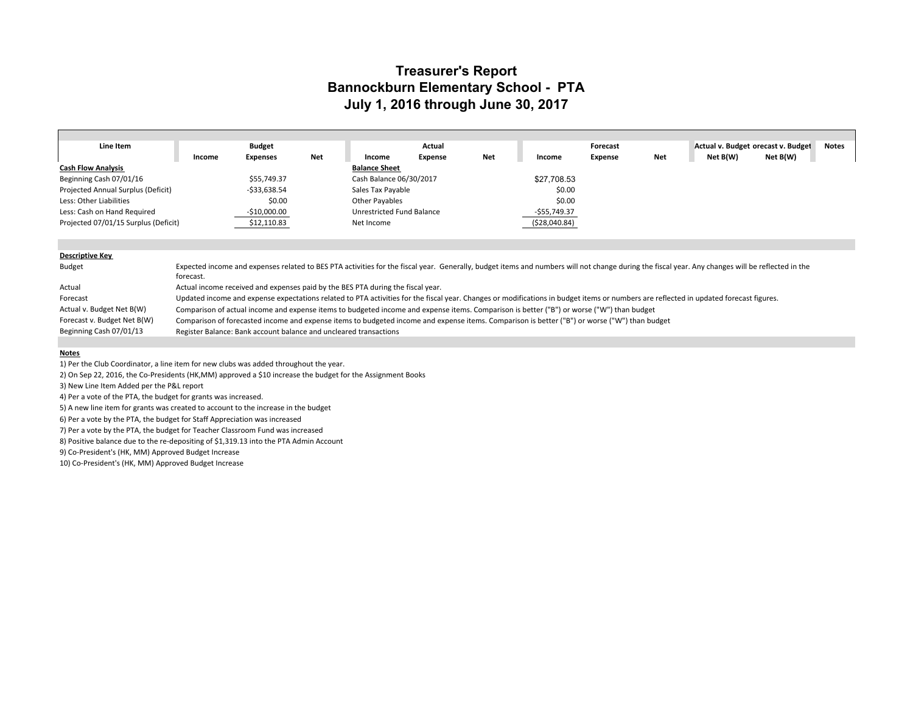# Treasurer's Report
# Bannockburn Elementary School - PTA
# July 1, 2016 through June 30, 2017

| Line Item | Budget | | | Actual | | | Forecast | | | Actual v. Budget | Forecast v. Budget | Notes |
|---|---|---|---|---|---|---|---|---|---|---|---|---|
| | Income | Expenses | Net | Income | Expense | Net | Income | Expense | Net | Net B(W) | Net B(W) | |
| **Cash Flow Analysis** | | | | **Balance Sheet** | | | | | | | | |
| Beginning Cash 07/01/16 | | $55,749.37 | | Cash Balance 06/30/2017 | | | $27,708.53 | | | | | |
| Projected Annual Surplus (Deficit) | | -$33,638.54 | | Sales Tax Payable | | | $0.00 | | | | | |
| Less: Other Liabilities | | $0.00 | | Other Payables | | | $0.00 | | | | | |
| Less: Cash on Hand Required | | -$10,000.00 | | Unrestricted Fund Balance | | | -$55,749.37 | | | | | |
| Projected 07/01/15 Surplus (Deficit) | | $12,110.83 | | Net Income | | | ($28,040.84) | | | | | |

**Descriptive Key**

| | |
|---|---|
| Budget | Expected income and expenses related to BES PTA activities for the fiscal year. Generally, budget items and numbers will not change during the fiscal year. Any changes will be reflected in the forecast. |
| Actual | Actual income received and expenses paid by the BES PTA during the fiscal year. |
| Forecast | Updated income and expense expectations related to PTA activities for the fiscal year. Changes or modifications in budget items or numbers are reflected in updated forecast figures. |
| Actual v. Budget Net B(W) | Comparison of actual income and expense items to budgeted income and expense items. Comparison is better ("B") or worse ("W") than budget |
| Forecast v. Budget Net B(W) | Comparison of forecasted income and expense items to budgeted income and expense items. Comparison is better ("B") or worse ("W") than budget |
| Beginning Cash 07/01/13 | Register Balance: Bank account balance and uncleared transactions |

**Notes**

1) Per the Club Coordinator, a line item for new clubs was added throughout the year.
2) On Sep 22, 2016, the Co-Presidents (HK,MM) approved a $10 increase the budget for the Assignment Books
3) New Line Item Added per the P&L report
4) Per a vote of the PTA, the budget for grants was increased.
5) A new line item for grants was created to account to the increase in the budget
6) Per a vote by the PTA, the budget for Staff Appreciation was increased
7) Per a vote by the PTA, the budget for Teacher Classroom Fund was increased
8) Positive balance due to the re-depositing of $1,319.13 into the PTA Admin Account
9) Co-President's (HK, MM) Approved Budget Increase
10) Co-President's (HK, MM) Approved Budget Increase